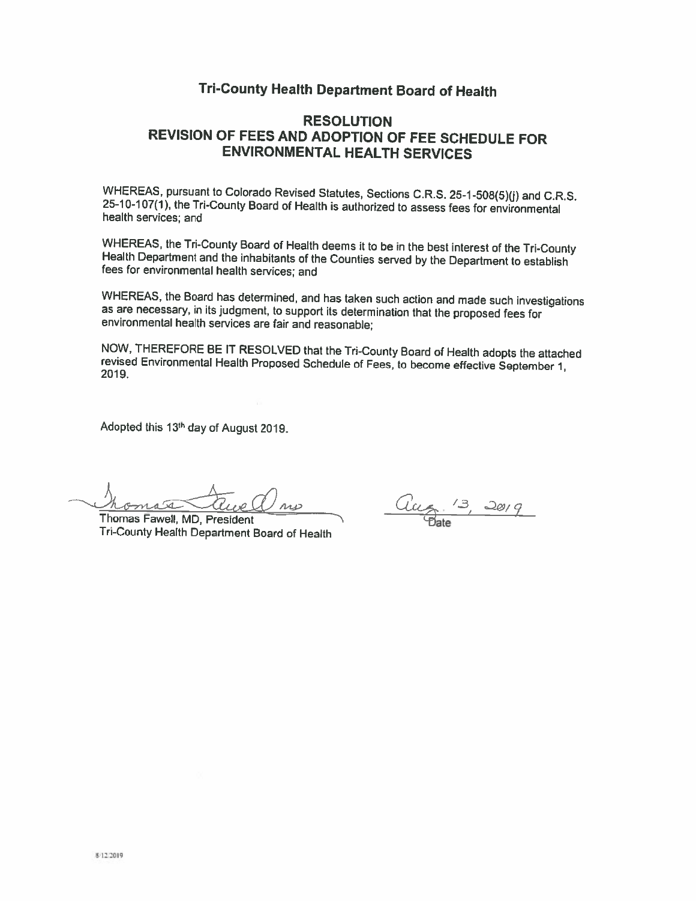# Tri-County Health Department Board of Health

## RESOLUTION
## REVISION OF FEES AND ADOPTION OF FEE SCHEDULE FOR ENVIRONMENTAL HEALTH SERVICES

WHEREAS, pursuant to Colorado Revised Statutes, Sections C.R.S. 25-1-508(5)(j) and C.R.S. 25-10-107(1), the Tri-County Board of Health is authorized to assess fees for environmental health services; and

WHEREAS, the Tri-County Board of Health deems it to be in the best interest of the Tri-County Health Department and the inhabitants of the Counties served by the Department to establish fees for environmental health services; and

WHEREAS, the Board has determined, and has taken such action and made such investigations as are necessary, in its judgment, to support its determination that the proposed fees for environmental health services are fair and reasonable;

NOW, THEREFORE BE IT RESOLVED that the Tri-County Board of Health adopts the attached revised Environmental Health Proposed Schedule of Fees, to become effective September 1, 2019.

Adopted this 13th day of August 2019.

Thomas Fawell MD

Thomas Fawell, MD, President
Tri-County Health Department Board of Health

Aug. 13, 2019
Date

8/12/2019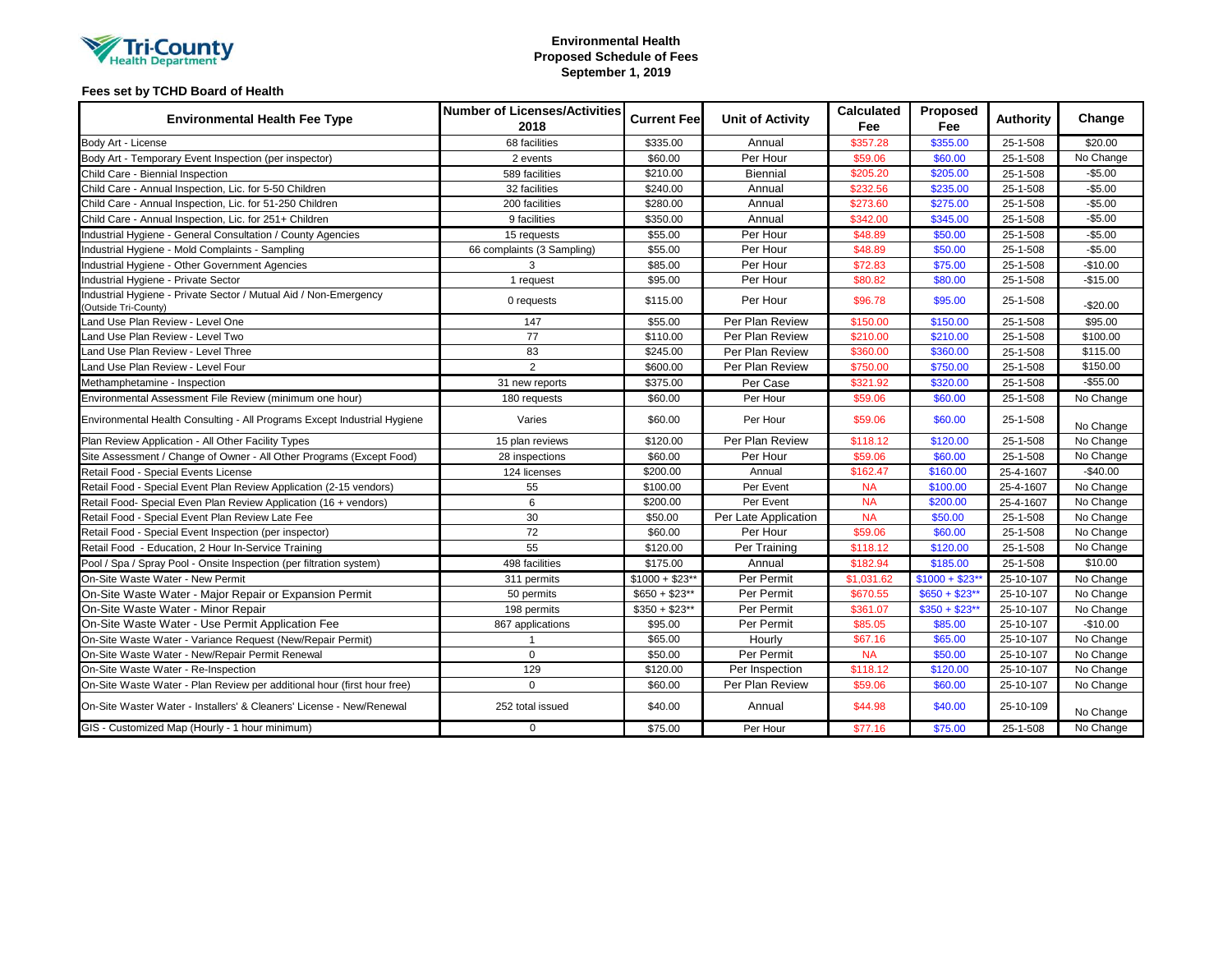Tri-County Health Department

**Environmental Health**
**Proposed Schedule of Fees**
**September 1, 2019**

**Fees set by TCHD Board of Health**

| Environmental Health Fee Type | Number of Licenses/Activities 2018 | Current Fee | Unit of Activity | Calculated Fee | Proposed Fee | Authority | Change |
|---|---|---|---|---|---|---|---|
| Body Art - License | 68 facilities | $335.00 | Annual | $357.28 | $355.00 | 25-1-508 | $20.00 |
| Body Art - Temporary Event Inspection (per inspector) | 2 events | $60.00 | Per Hour | $59.06 | $60.00 | 25-1-508 | No Change |
| Child Care - Biennial Inspection | 589 facilities | $210.00 | Biennial | $205.20 | $205.00 | 25-1-508 | -$5.00 |
| Child Care - Annual Inspection, Lic. for 5-50 Children | 32 facilities | $240.00 | Annual | $232.56 | $235.00 | 25-1-508 | -$5.00 |
| Child Care - Annual Inspection, Lic. for 51-250 Children | 200 facilities | $280.00 | Annual | $273.60 | $275.00 | 25-1-508 | -$5.00 |
| Child Care - Annual Inspection, Lic. for 251+ Children | 9 facilities | $350.00 | Annual | $342.00 | $345.00 | 25-1-508 | -$5.00 |
| Industrial Hygiene - General Consultation / County Agencies | 15 requests | $55.00 | Per Hour | $48.89 | $50.00 | 25-1-508 | -$5.00 |
| Industrial Hygiene - Mold Complaints - Sampling | 66 complaints (3 Sampling) | $55.00 | Per Hour | $48.89 | $50.00 | 25-1-508 | -$5.00 |
| Industrial Hygiene - Other Government Agencies | 3 | $85.00 | Per Hour | $72.83 | $75.00 | 25-1-508 | -$10.00 |
| Industrial Hygiene - Private Sector | 1 request | $95.00 | Per Hour | $80.82 | $80.00 | 25-1-508 | -$15.00 |
| Industrial Hygiene - Private Sector / Mutual Aid / Non-Emergency (Outside Tri-County) | 0 requests | $115.00 | Per Hour | $96.78 | $95.00 | 25-1-508 | -$20.00 |
| Land Use Plan Review - Level One | 147 | $55.00 | Per Plan Review | $150.00 | $150.00 | 25-1-508 | $95.00 |
| Land Use Plan Review - Level Two | 77 | $110.00 | Per Plan Review | $210.00 | $210.00 | 25-1-508 | $100.00 |
| Land Use Plan Review - Level Three | 83 | $245.00 | Per Plan Review | $360.00 | $360.00 | 25-1-508 | $115.00 |
| Land Use Plan Review - Level Four | 2 | $600.00 | Per Plan Review | $750.00 | $750.00 | 25-1-508 | $150.00 |
| Methamphetamine - Inspection | 31 new reports | $375.00 | Per Case | $321.92 | $320.00 | 25-1-508 | -$55.00 |
| Environmental Assessment File Review (minimum one hour) | 180 requests | $60.00 | Per Hour | $59.06 | $60.00 | 25-1-508 | No Change |
| Environmental Health Consulting - All Programs Except Industrial Hygiene | Varies | $60.00 | Per Hour | $59.06 | $60.00 | 25-1-508 | No Change |
| Plan Review Application - All Other Facility Types | 15 plan reviews | $120.00 | Per Plan Review | $118.12 | $120.00 | 25-1-508 | No Change |
| Site Assessment / Change of Owner - All Other Programs (Except Food) | 28 inspections | $60.00 | Per Hour | $59.06 | $60.00 | 25-1-508 | No Change |
| Retail Food - Special Events License | 124 licenses | $200.00 | Annual | $162.47 | $160.00 | 25-4-1607 | -$40.00 |
| Retail Food - Special Event Plan Review Application (2-15 vendors) | 55 | $100.00 | Per Event | NA | $100.00 | 25-4-1607 | No Change |
| Retail Food- Special Even Plan Review Application (16 + vendors) | 6 | $200.00 | Per Event | NA | $200.00 | 25-4-1607 | No Change |
| Retail Food - Special Event Plan Review Late Fee | 30 | $50.00 | Per Late Application | NA | $50.00 | 25-1-508 | No Change |
| Retail Food - Special Event Inspection (per inspector) | 72 | $60.00 | Per Hour | $59.06 | $60.00 | 25-1-508 | No Change |
| Retail Food - Education, 2 Hour In-Service Training | 55 | $120.00 | Per Training | $118.12 | $120.00 | 25-1-508 | No Change |
| Pool / Spa / Spray Pool - Onsite Inspection (per filtration system) | 498 facilities | $175.00 | Annual | $182.94 | $185.00 | 25-1-508 | $10.00 |
| On-Site Waste Water - New Permit | 311 permits | $1000 + $23** | Per Permit | $1,031.62 | $1000 + $23** | 25-10-107 | No Change |
| On-Site Waste Water - Major Repair or Expansion Permit | 50 permits | $650 + $23** | Per Permit | $670.55 | $650 + $23** | 25-10-107 | No Change |
| On-Site Waste Water - Minor Repair | 198 permits | $350 + $23** | Per Permit | $361.07 | $350 + $23** | 25-10-107 | No Change |
| On-Site Waste Water - Use Permit Application Fee | 867 applications | $95.00 | Per Permit | $85.05 | $85.00 | 25-10-107 | -$10.00 |
| On-Site Waste Water - Variance Request (New/Repair Permit) | 1 | $65.00 | Hourly | $67.16 | $65.00 | 25-10-107 | No Change |
| On-Site Waste Water - New/Repair Permit Renewal | 0 | $50.00 | Per Permit | NA | $50.00 | 25-10-107 | No Change |
| On-Site Waste Water - Re-Inspection | 129 | $120.00 | Per Inspection | $118.12 | $120.00 | 25-10-107 | No Change |
| On-Site Waste Water - Plan Review per additional hour (first hour free) | 0 | $60.00 | Per Plan Review | $59.06 | $60.00 | 25-10-107 | No Change |
| On-Site Waster Water - Installers' & Cleaners' License - New/Renewal | 252 total issued | $40.00 | Annual | $44.98 | $40.00 | 25-10-109 | No Change |
| GIS - Customized Map (Hourly - 1 hour minimum) | 0 | $75.00 | Per Hour | $77.16 | $75.00 | 25-1-508 | No Change |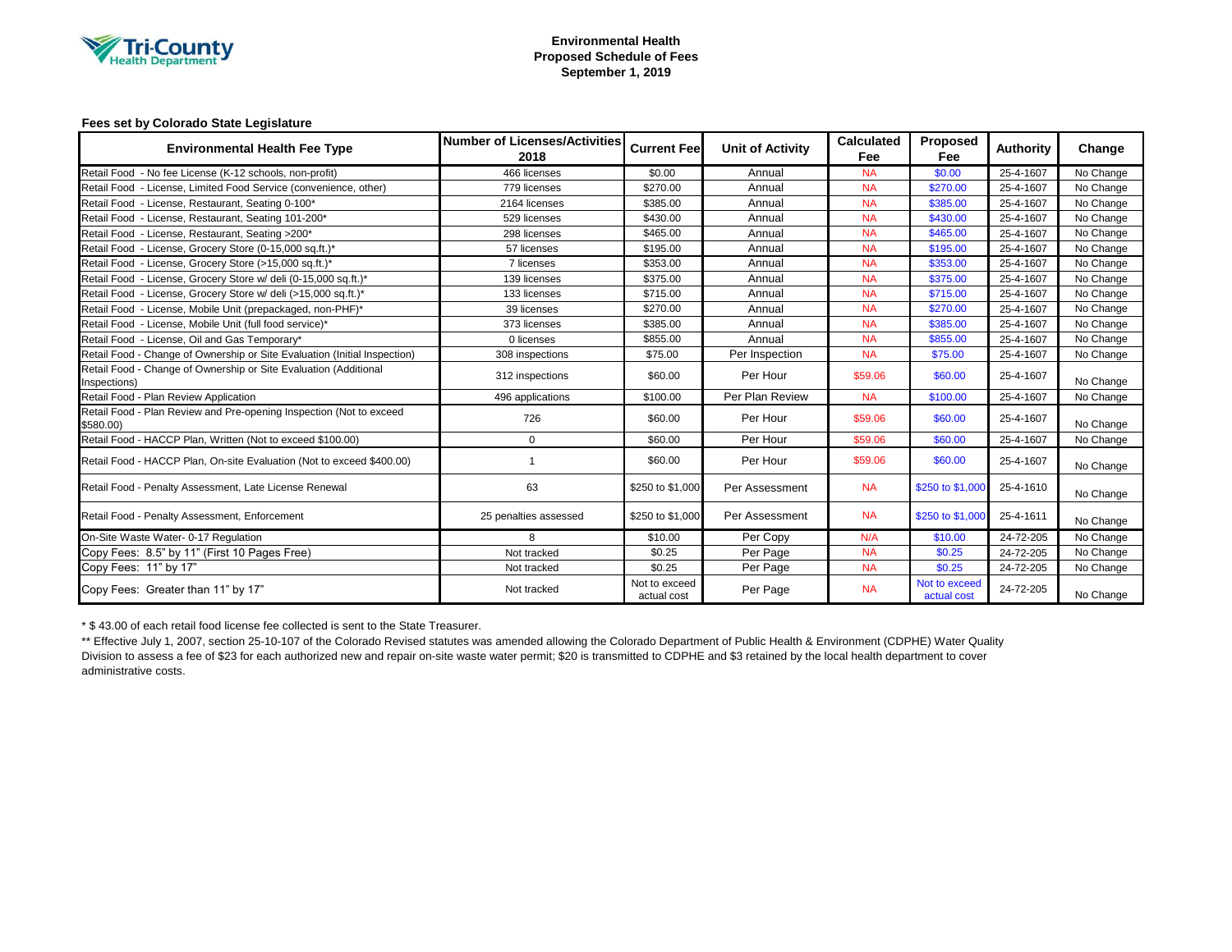**Environmental Health**
**Proposed Schedule of Fees**
**September 1, 2019**

**Fees set by Colorado State Legislature**

| Environmental Health Fee Type | Number of Licenses/Activities 2018 | Current Fee | Unit of Activity | Calculated Fee | Proposed Fee | Authority | Change |
|---|---|---|---|---|---|---|---|
| Retail Food - No fee License (K-12 schools, non-profit) | 466 licenses | $0.00 | Annual | NA | $0.00 | 25-4-1607 | No Change |
| Retail Food - License, Limited Food Service (convenience, other) | 779 licenses | $270.00 | Annual | NA | $270.00 | 25-4-1607 | No Change |
| Retail Food - License, Restaurant, Seating 0-100* | 2164 licenses | $385.00 | Annual | NA | $385.00 | 25-4-1607 | No Change |
| Retail Food - License, Restaurant, Seating 101-200* | 529 licenses | $430.00 | Annual | NA | $430.00 | 25-4-1607 | No Change |
| Retail Food - License, Restaurant, Seating >200* | 298 licenses | $465.00 | Annual | NA | $465.00 | 25-4-1607 | No Change |
| Retail Food - License, Grocery Store (0-15,000 sq.ft.)* | 57 licenses | $195.00 | Annual | NA | $195.00 | 25-4-1607 | No Change |
| Retail Food - License, Grocery Store (>15,000 sq.ft.)* | 7 licenses | $353.00 | Annual | NA | $353.00 | 25-4-1607 | No Change |
| Retail Food - License, Grocery Store w/ deli (0-15,000 sq.ft.)* | 139 licenses | $375.00 | Annual | NA | $375.00 | 25-4-1607 | No Change |
| Retail Food - License, Grocery Store w/ deli (>15,000 sq.ft.)* | 133 licenses | $715.00 | Annual | NA | $715.00 | 25-4-1607 | No Change |
| Retail Food - License, Mobile Unit (prepackaged, non-PHF)* | 39 licenses | $270.00 | Annual | NA | $270.00 | 25-4-1607 | No Change |
| Retail Food - License, Mobile Unit (full food service)* | 373 licenses | $385.00 | Annual | NA | $385.00 | 25-4-1607 | No Change |
| Retail Food - License, Oil and Gas Temporary* | 0 licenses | $855.00 | Annual | NA | $855.00 | 25-4-1607 | No Change |
| Retail Food - Change of Ownership or Site Evaluation (Initial Inspection) | 308 inspections | $75.00 | Per Inspection | NA | $75.00 | 25-4-1607 | No Change |
| Retail Food - Change of Ownership or Site Evaluation (Additional Inspections) | 312 inspections | $60.00 | Per Hour | $59.06 | $60.00 | 25-4-1607 | No Change |
| Retail Food - Plan Review Application | 496 applications | $100.00 | Per Plan Review | NA | $100.00 | 25-4-1607 | No Change |
| Retail Food - Plan Review and Pre-opening Inspection (Not to exceed $580.00) | 726 | $60.00 | Per Hour | $59.06 | $60.00 | 25-4-1607 | No Change |
| Retail Food - HACCP Plan, Written (Not to exceed $100.00) | 0 | $60.00 | Per Hour | $59.06 | $60.00 | 25-4-1607 | No Change |
| Retail Food - HACCP Plan, On-site Evaluation (Not to exceed $400.00) | 1 | $60.00 | Per Hour | $59.06 | $60.00 | 25-4-1607 | No Change |
| Retail Food - Penalty Assessment, Late License Renewal | 63 | $250 to $1,000 | Per Assessment | NA | $250 to $1,000 | 25-4-1610 | No Change |
| Retail Food - Penalty Assessment, Enforcement | 25 penalties assessed | $250 to $1,000 | Per Assessment | NA | $250 to $1,000 | 25-4-1611 | No Change |
| On-Site Waste Water- 0-17 Regulation | 8 | $10.00 | Per Copy | N/A | $10.00 | 24-72-205 | No Change |
| Copy Fees: 8.5" by 11" (First 10 Pages Free) | Not tracked | $0.25 | Per Page | NA | $0.25 | 24-72-205 | No Change |
| Copy Fees: 11" by 17" | Not tracked | $0.25 | Per Page | NA | $0.25 | 24-72-205 | No Change |
| Copy Fees: Greater than 11" by 17" | Not tracked | Not to exceed actual cost | Per Page | NA | Not to exceed actual cost | 24-72-205 | No Change |

* $ 43.00 of each retail food license fee collected is sent to the State Treasurer.

** Effective July 1, 2007, section 25-10-107 of the Colorado Revised statutes was amended allowing the Colorado Department of Public Health & Environment (CDPHE) Water Quality Division to assess a fee of $23 for each authorized new and repair on-site waste water permit; $20 is transmitted to CDPHE and $3 retained by the local health department to cover administrative costs.